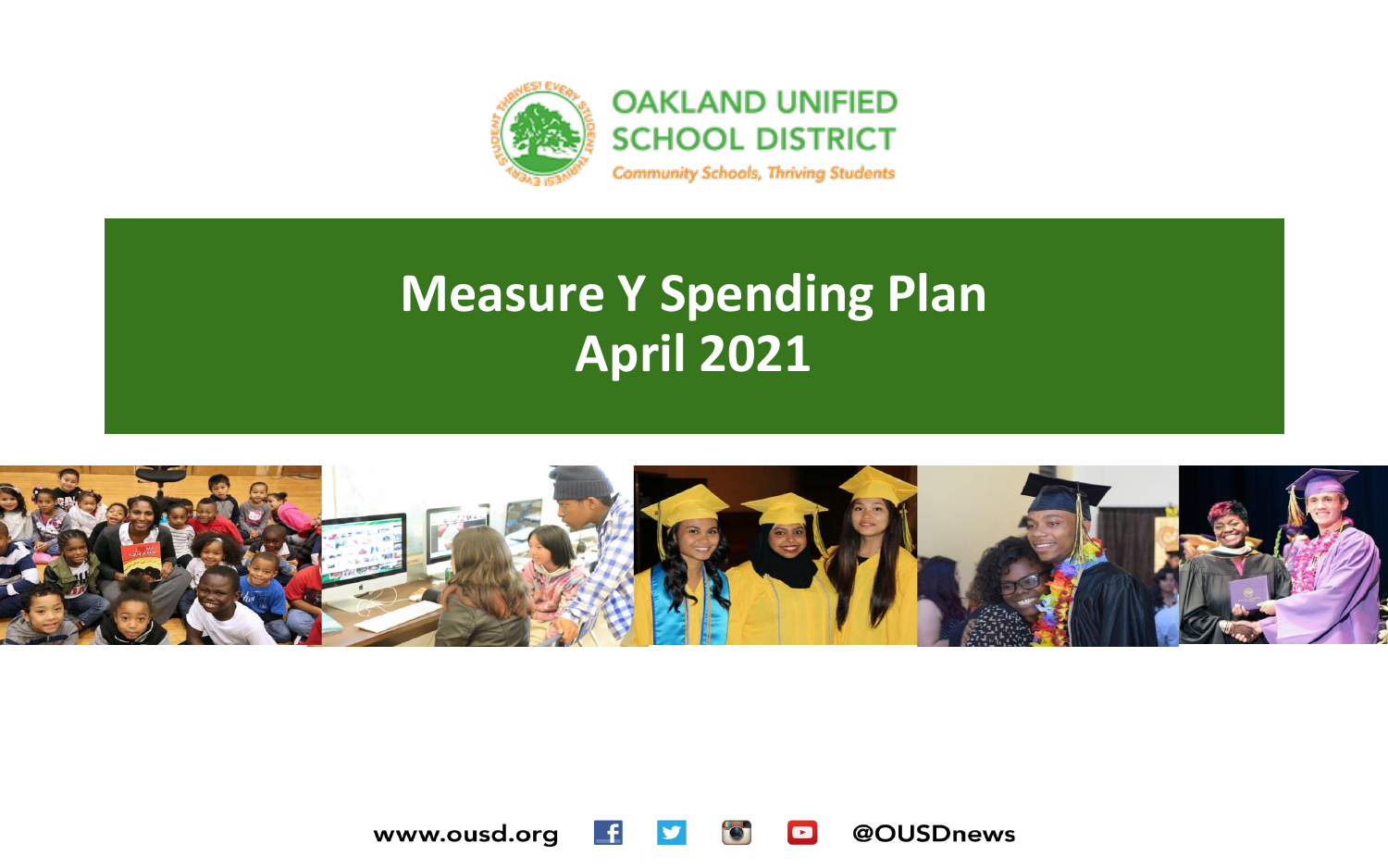OAKLAND UNIFIED SCHOOL DISTRICT

*Community Schools, Thriving Students*

# Measure Y Spending Plan
# April 2021

www.ousd.org @OUSDnews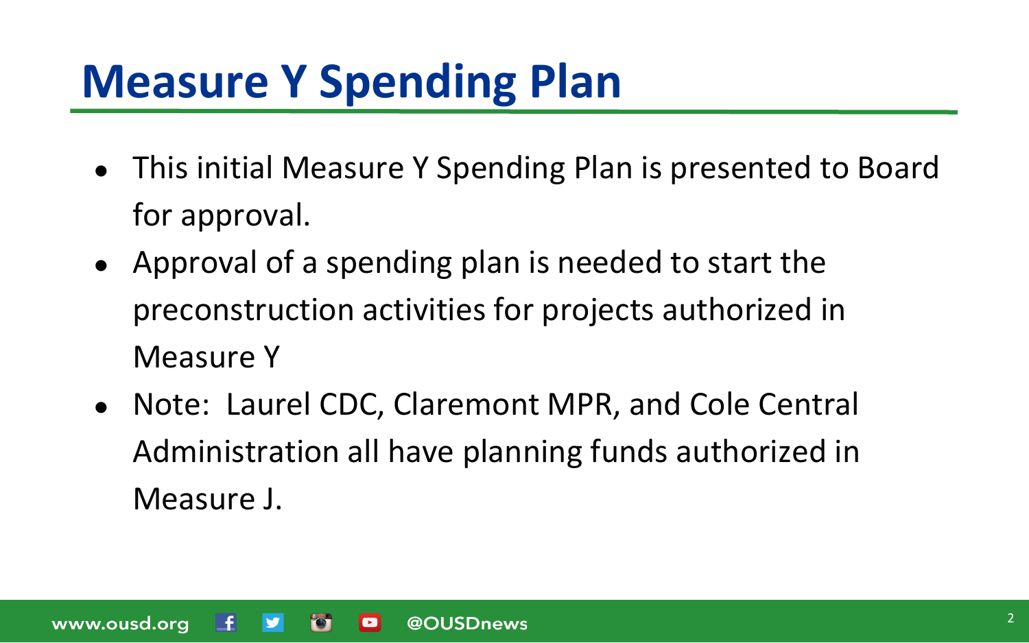# Measure Y Spending Plan

- This initial Measure Y Spending Plan is presented to Board for approval.
- Approval of a spending plan is needed to start the preconstruction activities for projects authorized in Measure Y
- Note: Laurel CDC, Claremont MPR, and Cole Central Administration all have planning funds authorized in Measure J.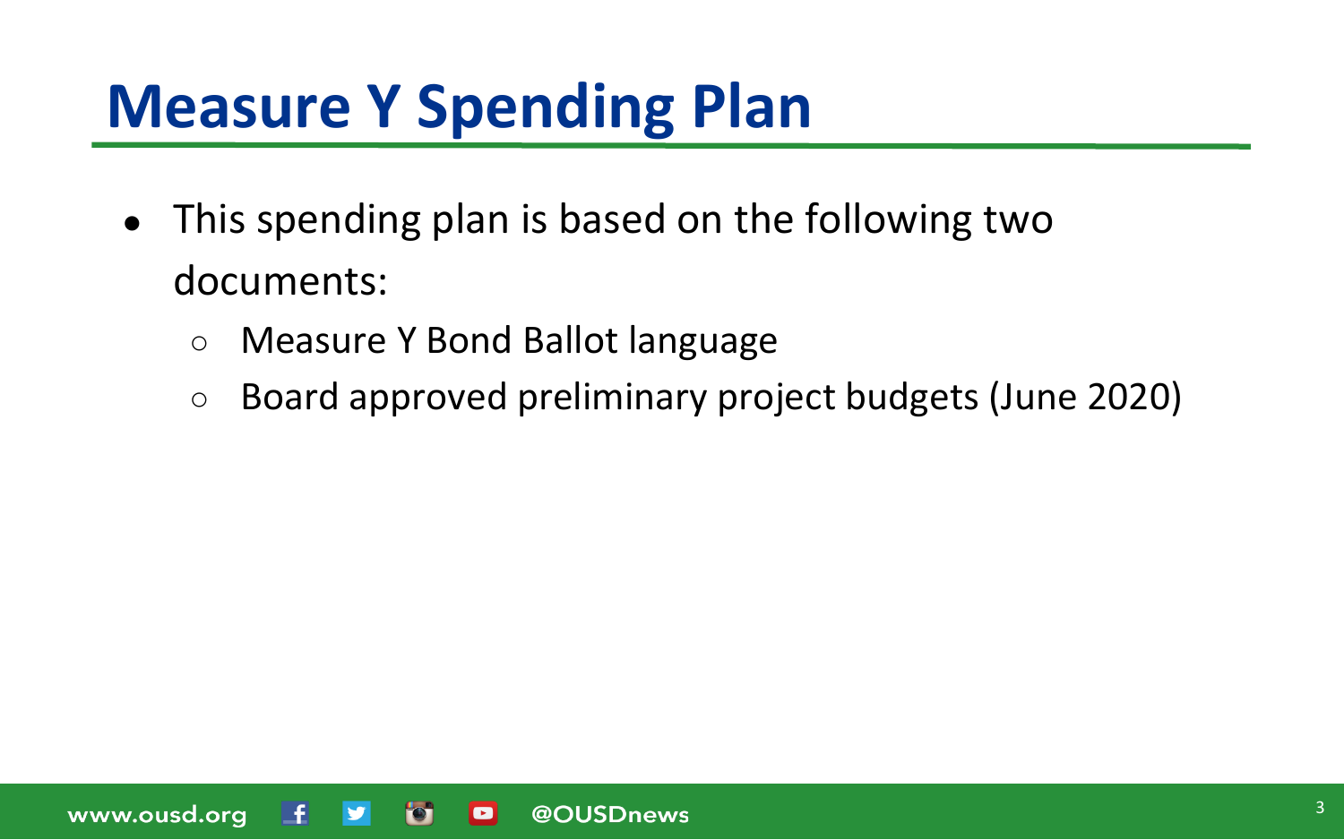# Measure Y Spending Plan

- This spending plan is based on the following two documents:
  - Measure Y Bond Ballot language
  - Board approved preliminary project budgets (June 2020)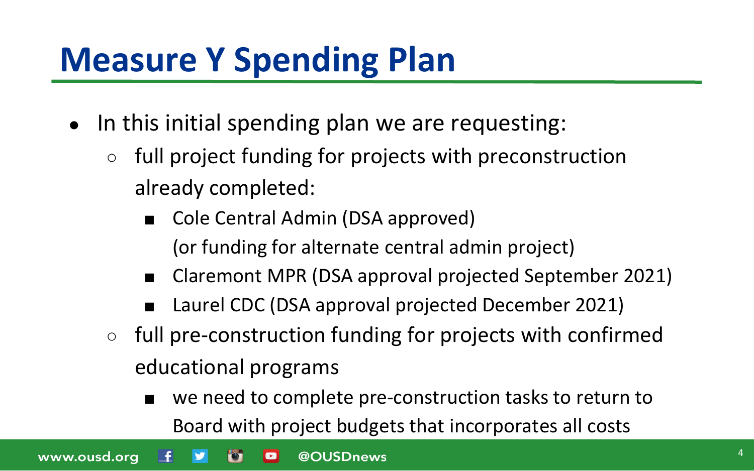# Measure Y Spending Plan

- In this initial spending plan we are requesting:
  - full project funding for projects with preconstruction already completed:
    - Cole Central Admin (DSA approved)
      (or funding for alternate central admin project)
    - Claremont MPR (DSA approval projected September 2021)
    - Laurel CDC (DSA approval projected December 2021)
  - full pre-construction funding for projects with confirmed educational programs
    - we need to complete pre-construction tasks to return to Board with project budgets that incorporates all costs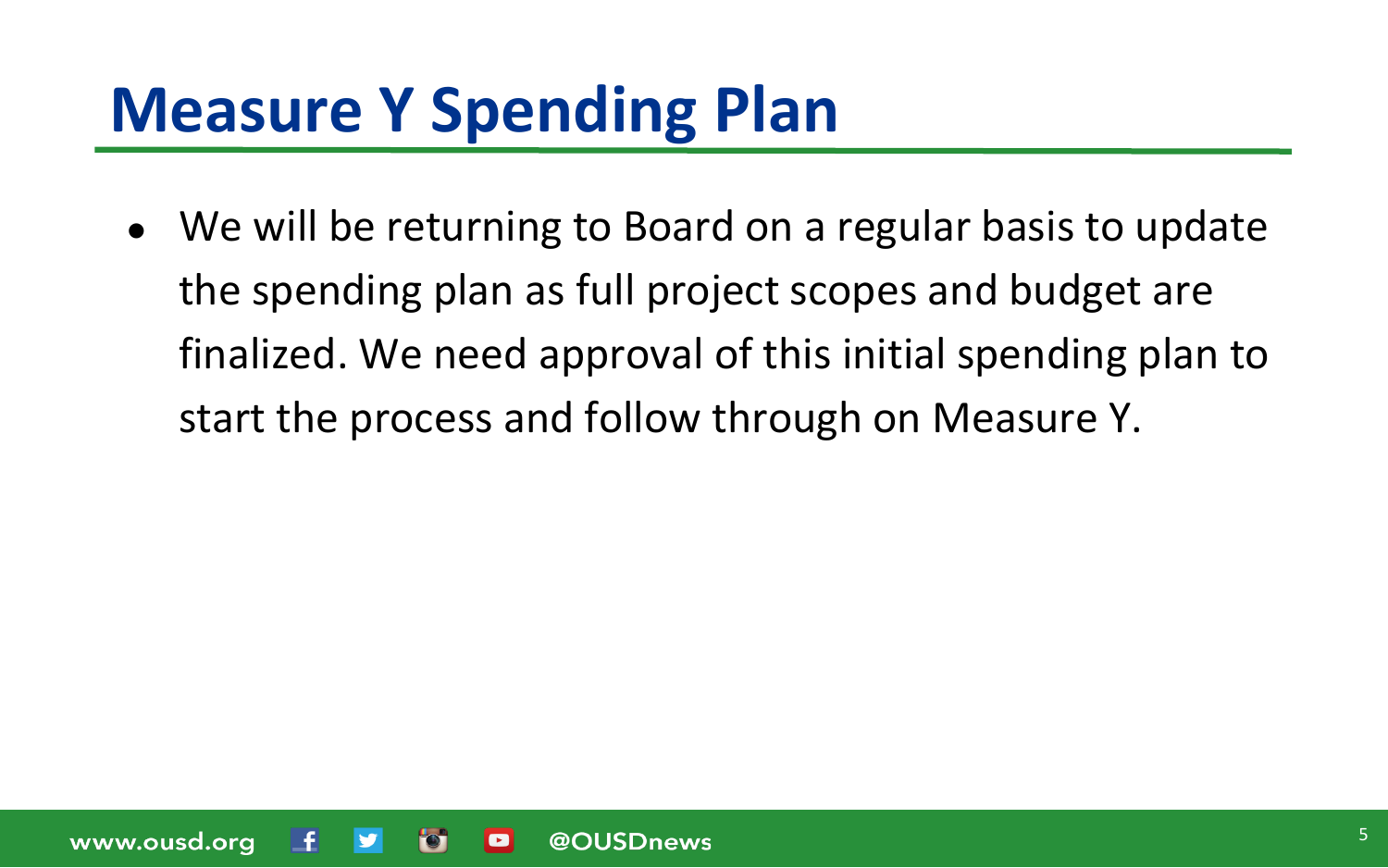# Measure Y Spending Plan

- We will be returning to Board on a regular basis to update the spending plan as full project scopes and budget are finalized. We need approval of this initial spending plan to start the process and follow through on Measure Y.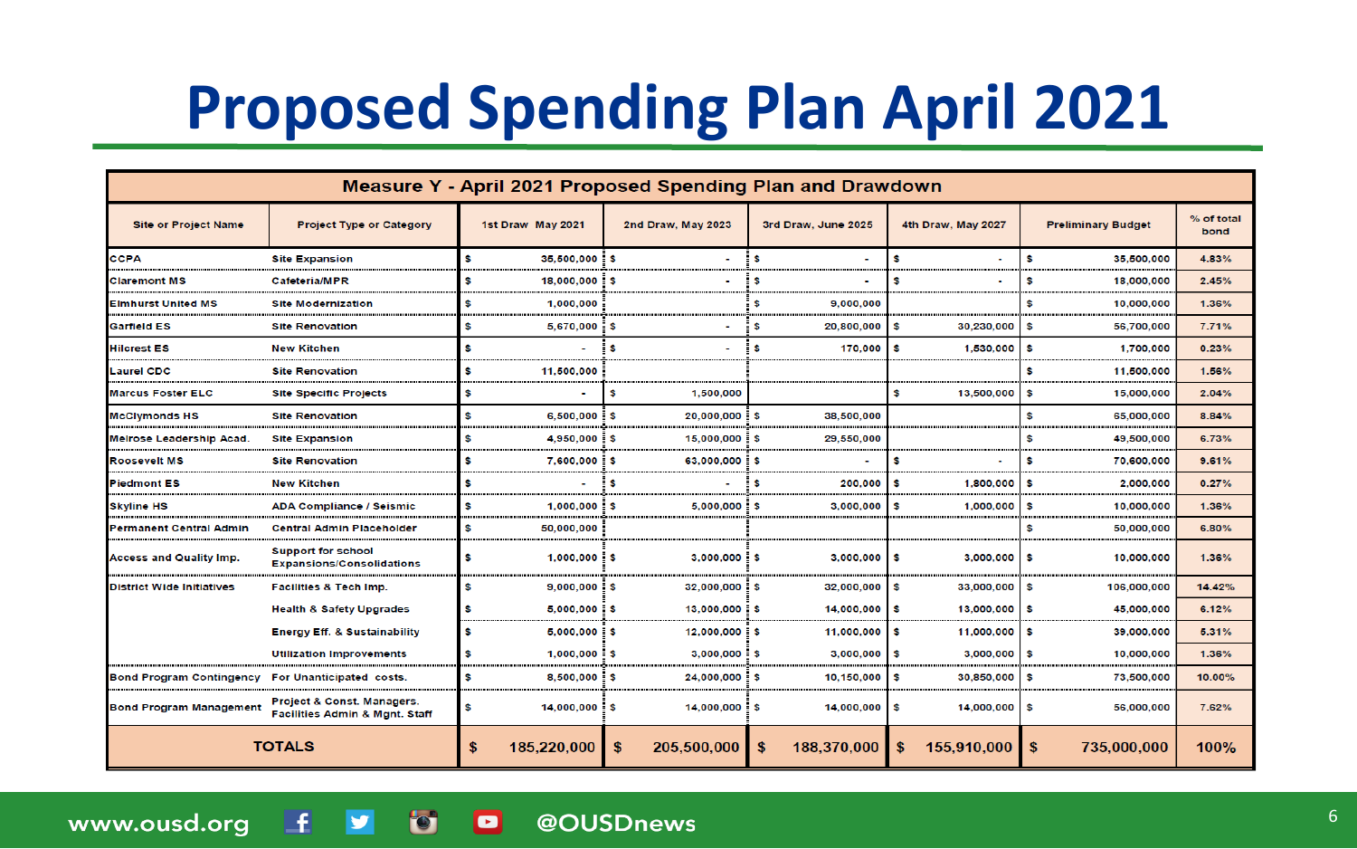# Proposed Spending Plan April 2021

| Measure Y - April 2021 Proposed Spending Plan and Drawdown | | | | | | | |
|---|---|---|---|---|---|---|---|
| Site or Project Name | Project Type or Category | 1st Draw May 2021 | 2nd Draw, May 2023 | 3rd Draw, June 2025 | 4th Draw, May 2027 | Preliminary Budget | % of total bond |
| CCPA | Site Expansion | $ 35,500,000 | $ - | $ - | $ - | $ 35,500,000 | 4.83% |
| Claremont MS | Cafeteria/MPR | $ 18,000,000 | $ - | $ - | $ - | $ 18,000,000 | 2.45% |
| Elmhurst United MS | Site Modernization | $ 1,000,000 | | $ 9,000,000 | | $ 10,000,000 | 1.36% |
| Garfield ES | Site Renovation | $ 5,670,000 | $ - | $ 20,800,000 | $ 30,230,000 | $ 56,700,000 | 7.71% |
| Hilcrest ES | New Kitchen | $ - | $ - | $ 170,000 | $ 1,530,000 | $ 1,700,000 | 0.23% |
| Laurel CDC | Site Renovation | $ 11,500,000 | | | | $ 11,500,000 | 1.56% |
| Marcus Foster ELC | Site Specific Projects | $ - | $ 1,500,000 | | $ 13,500,000 | $ 15,000,000 | 2.04% |
| McClymonds HS | Site Renovation | $ 6,500,000 | $ 20,000,000 | $ 38,500,000 | | $ 65,000,000 | 8.84% |
| Melrose Leadership Acad. | Site Expansion | $ 4,950,000 | $ 15,000,000 | $ 29,550,000 | | $ 49,500,000 | 6.73% |
| Roosevelt MS | Site Renovation | $ 7,600,000 | $ 63,000,000 | $ - | $ - | $ 70,600,000 | 9.61% |
| Piedmont ES | New Kitchen | $ - | $ - | $ 200,000 | $ 1,800,000 | $ 2,000,000 | 0.27% |
| Skyline HS | ADA Compliance / Seismic | $ 1,000,000 | $ 5,000,000 | $ 3,000,000 | $ 1,000,000 | $ 10,000,000 | 1.36% |
| Permanent Central Admin | Central Admin Placeholder | $ 50,000,000 | | | | $ 50,000,000 | 6.80% |
| Access and Quality Imp. | Support for school Expansions/Consolidations | $ 1,000,000 | $ 3,000,000 | $ 3,000,000 | $ 3,000,000 | $ 10,000,000 | 1.36% |
| District Wide Initiatives | Facilities & Tech Imp. | $ 9,000,000 | $ 32,000,000 | $ 32,000,000 | $ 33,000,000 | $ 106,000,000 | 14.42% |
| | Health & Safety Upgrades | $ 5,000,000 | $ 13,000,000 | $ 14,000,000 | $ 13,000,000 | $ 45,000,000 | 6.12% |
| | Energy Eff. & Sustainability | $ 5,000,000 | $ 12,000,000 | $ 11,000,000 | $ 11,000,000 | $ 39,000,000 | 5.31% |
| | Utilization Improvements | $ 1,000,000 | $ 3,000,000 | $ 3,000,000 | $ 3,000,000 | $ 10,000,000 | 1.36% |
| Bond Program Contingency | For Unanticipated costs. | $ 8,500,000 | $ 24,000,000 | $ 10,150,000 | $ 30,850,000 | $ 73,500,000 | 10.00% |
| Bond Program Management | Project & Const. Managers. Facilities Admin & Mgnt. Staff | $ 14,000,000 | $ 14,000,000 | $ 14,000,000 | $ 14,000,000 | $ 56,000,000 | 7.62% |
| TOTALS | | $ 185,220,000 | $ 205,500,000 | $ 188,370,000 | $ 155,910,000 | $ 735,000,000 | 100% |

www.ousd.org @OUSDnews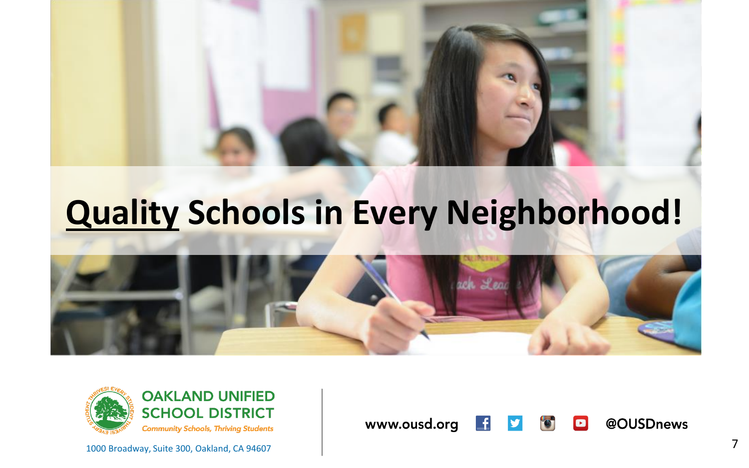# Quality Schools in Every Neighborhood!

OAKLAND UNIFIED SCHOOL DISTRICT

*Community Schools, Thriving Students*

1000 Broadway, Suite 300, Oakland, CA 94607

www.ousd.org @OUSDnews